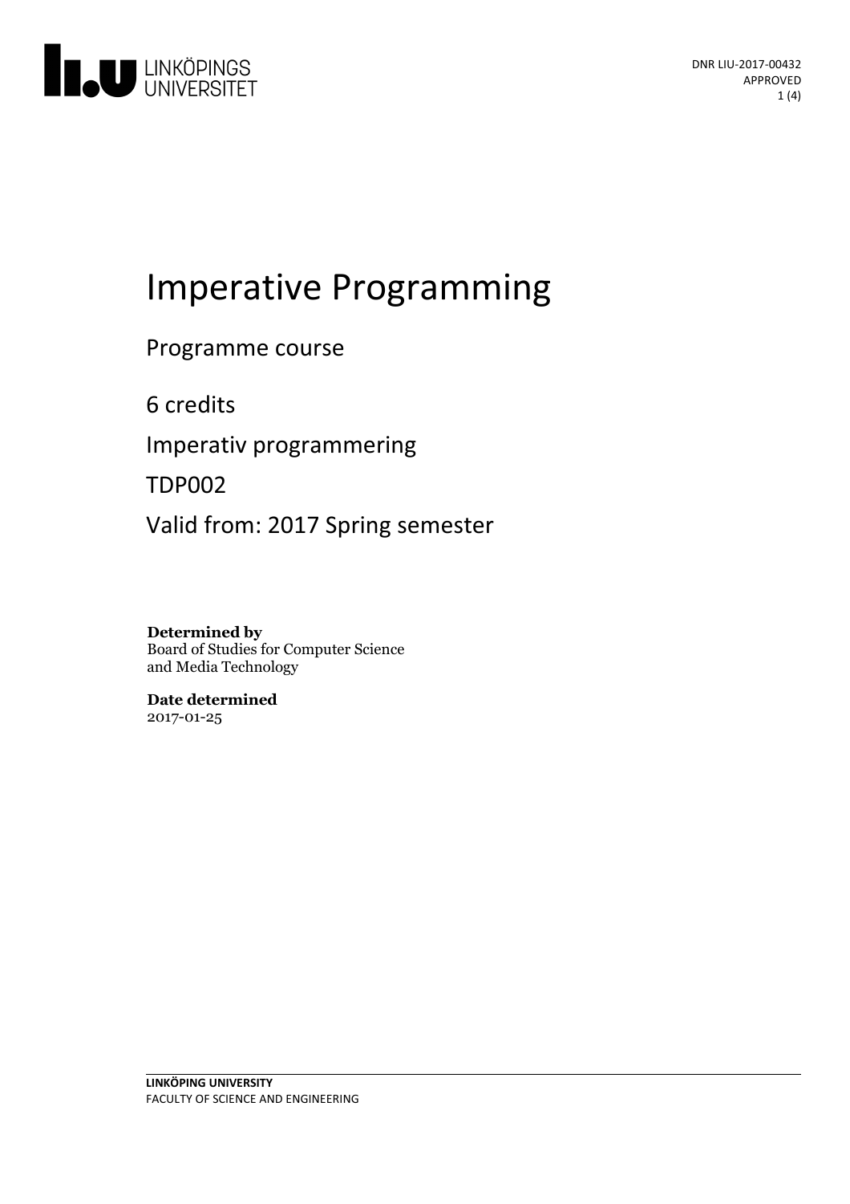DNR LIU-2017-00432
APPROVED

# Imperative Programming

Programme course

6 credits

Imperativ programmering

TDP002

Valid from: 2017 Spring semester

**Determined by**
Board of Studies for Computer Science and Media Technology

**Date determined**
2017-01-25

**LINKÖPING UNIVERSITY**
FACULTY OF SCIENCE AND ENGINEERING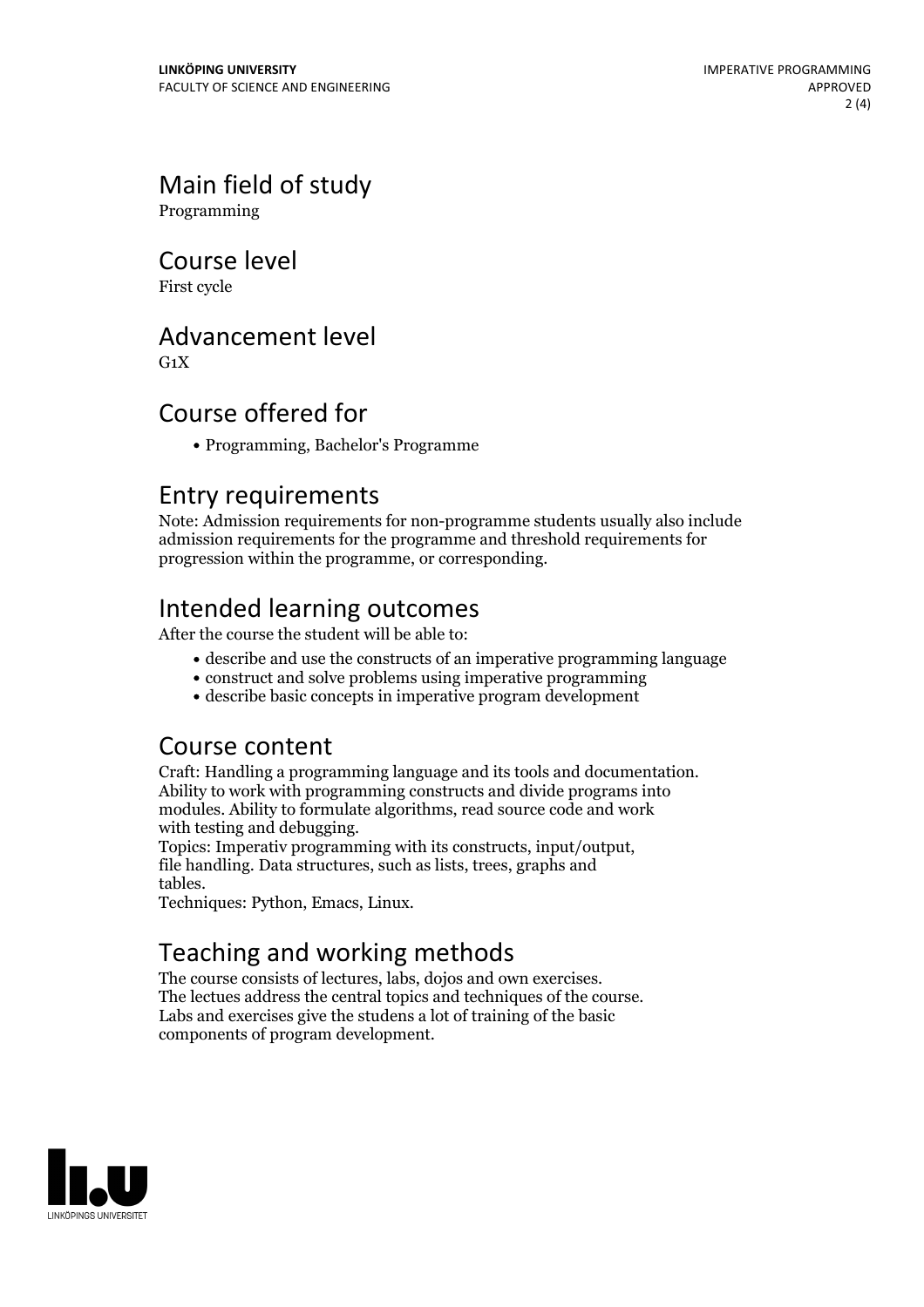## Main field of study

Programming

## Course level

First cycle

## Advancement level

G1X

## Course offered for

- Programming, Bachelor's Programme

## Entry requirements

Note: Admission requirements for non-programme students usually also include admission requirements for the programme and threshold requirements for progression within the programme, or corresponding.

## Intended learning outcomes

After the course the student will be able to:

- describe and use the constructs of an imperative programming language
- construct and solve problems using imperative programming
- describe basic concepts in imperative program development

## Course content

Craft: Handling a programming language and its tools and documentation. Ability to work with programming constructs and divide programs into modules. Ability to formulate algorithms, read source code and work with testing and debugging.
Topics: Imperativ programming with its constructs, input/output, file handling. Data structures, such as lists, trees, graphs and tables.
Techniques: Python, Emacs, Linux.

## Teaching and working methods

The course consists of lectures, labs, dojos and own exercises. The lectues address the central topics and techniques of the course. Labs and exercises give the studens a lot of training of the basic components of program development.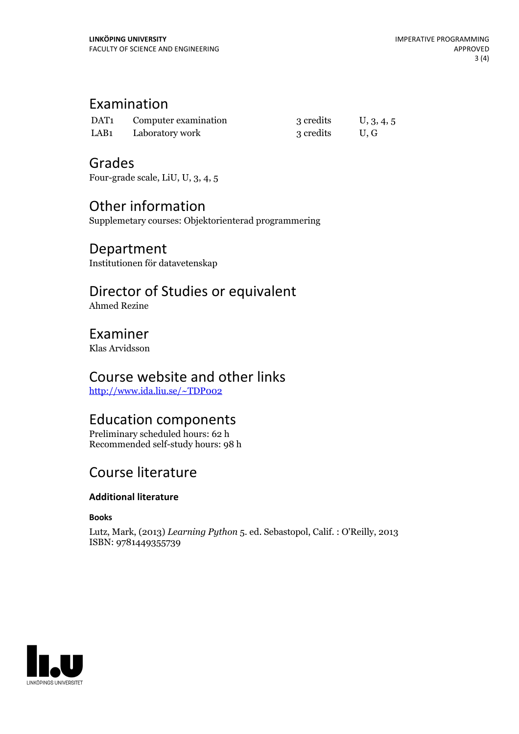## Examination

| | | | |
|---|---|---|---|
| DAT1 | Computer examination | 3 credits | U, 3, 4, 5 |
| LAB1 | Laboratory work | 3 credits | U, G |

## Grades

Four-grade scale, LiU, U, 3, 4, 5

## Other information

Supplemetary courses: Objektorienterad programmering

## Department

Institutionen för datavetenskap

## Director of Studies or equivalent

Ahmed Rezine

## Examiner

Klas Arvidsson

## Course website and other links

[http://www.ida.liu.se/~TDP002](http://www.ida.liu.se/~TDP002)

## Education components

Preliminary scheduled hours: 62 h
Recommended self-study hours: 98 h

## Course literature

### Additional literature

#### Books

Lutz, Mark, (2013) *Learning Python* 5. ed. Sebastopol, Calif. : O'Reilly, 2013
ISBN: 9781449355739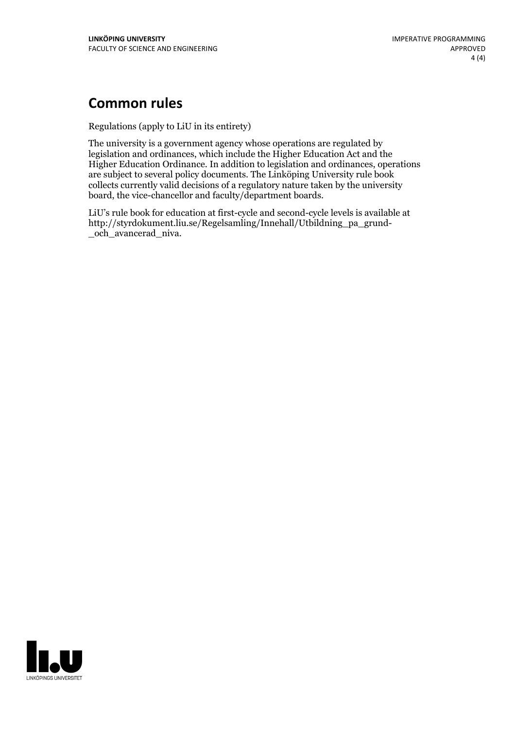# Common rules

Regulations (apply to LiU in its entirety)

The university is a government agency whose operations are regulated by legislation and ordinances, which include the Higher Education Act and the Higher Education Ordinance. In addition to legislation and ordinances, operations are subject to several policy documents. The Linköping University rule book collects currently valid decisions of a regulatory nature taken by the university board, the vice-chancellor and faculty/department boards.

LiU's rule book for education at first-cycle and second-cycle levels is available at http://styrdokument.liu.se/Regelsamling/Innehall/Utbildning_pa_grund-_och_avancerad_niva.